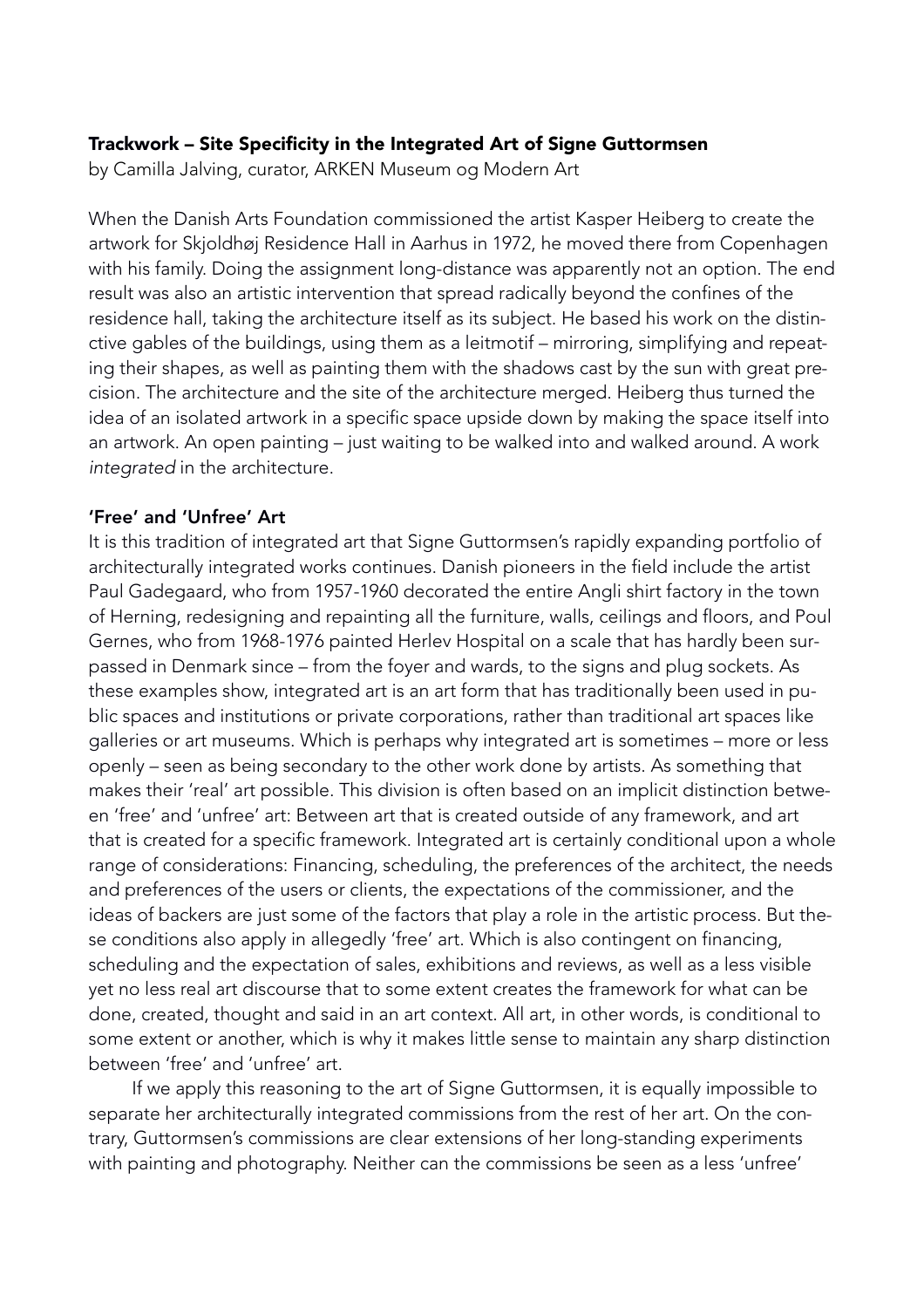**Trackwork – Site Specificity in the Integrated Art of Signe Guttormsen**
by Camilla Jalving, curator, ARKEN Museum og Modern Art

When the Danish Arts Foundation commissioned the artist Kasper Heiberg to create the artwork for Skjoldhøj Residence Hall in Aarhus in 1972, he moved there from Copenhagen with his family. Doing the assignment long-distance was apparently not an option. The end result was also an artistic intervention that spread radically beyond the confines of the residence hall, taking the architecture itself as its subject. He based his work on the distinctive gables of the buildings, using them as a leitmotif – mirroring, simplifying and repeating their shapes, as well as painting them with the shadows cast by the sun with great precision. The architecture and the site of the architecture merged. Heiberg thus turned the idea of an isolated artwork in a specific space upside down by making the space itself into an artwork. An open painting – just waiting to be walked into and walked around. A work *integrated* in the architecture.

**'Free' and 'Unfree' Art**

It is this tradition of integrated art that Signe Guttormsen's rapidly expanding portfolio of architecturally integrated works continues. Danish pioneers in the field include the artist Paul Gadegaard, who from 1957-1960 decorated the entire Angli shirt factory in the town of Herning, redesigning and repainting all the furniture, walls, ceilings and floors, and Poul Gernes, who from 1968-1976 painted Herlev Hospital on a scale that has hardly been surpassed in Denmark since – from the foyer and wards, to the signs and plug sockets. As these examples show, integrated art is an art form that has traditionally been used in public spaces and institutions or private corporations, rather than traditional art spaces like galleries or art museums. Which is perhaps why integrated art is sometimes – more or less openly – seen as being secondary to the other work done by artists. As something that makes their 'real' art possible. This division is often based on an implicit distinction between 'free' and 'unfree' art: Between art that is created outside of any framework, and art that is created for a specific framework. Integrated art is certainly conditional upon a whole range of considerations: Financing, scheduling, the preferences of the architect, the needs and preferences of the users or clients, the expectations of the commissioner, and the ideas of backers are just some of the factors that play a role in the artistic process. But these conditions also apply in allegedly 'free' art. Which is also contingent on financing, scheduling and the expectation of sales, exhibitions and reviews, as well as a less visible yet no less real art discourse that to some extent creates the framework for what can be done, created, thought and said in an art context. All art, in other words, is conditional to some extent or another, which is why it makes little sense to maintain any sharp distinction between 'free' and 'unfree' art.

If we apply this reasoning to the art of Signe Guttormsen, it is equally impossible to separate her architecturally integrated commissions from the rest of her art. On the contrary, Guttormsen's commissions are clear extensions of her long-standing experiments with painting and photography. Neither can the commissions be seen as a less 'unfree'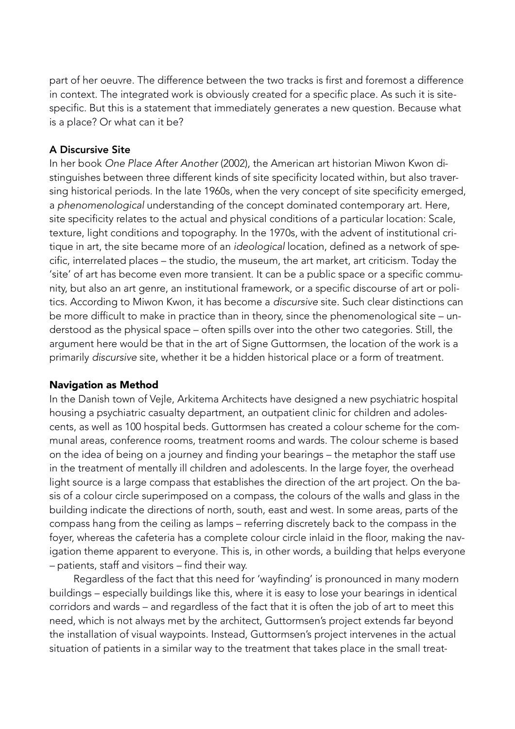part of her oeuvre. The difference between the two tracks is first and foremost a difference in context. The integrated work is obviously created for a specific place. As such it is site-specific. But this is a statement that immediately generates a new question. Because what is a place? Or what can it be?

### A Discursive Site

In her book *One Place After Another* (2002), the American art historian Miwon Kwon distinguishes between three different kinds of site specificity located within, but also traversing historical periods. In the late 1960s, when the very concept of site specificity emerged, a *phenomenological* understanding of the concept dominated contemporary art. Here, site specificity relates to the actual and physical conditions of a particular location: Scale, texture, light conditions and topography. In the 1970s, with the advent of institutional critique in art, the site became more of an *ideological* location, defined as a network of specific, interrelated places – the studio, the museum, the art market, art criticism. Today the 'site' of art has become even more transient. It can be a public space or a specific community, but also an art genre, an institutional framework, or a specific discourse of art or politics. According to Miwon Kwon, it has become a *discursive* site. Such clear distinctions can be more difficult to make in practice than in theory, since the phenomenological site – understood as the physical space – often spills over into the other two categories. Still, the argument here would be that in the art of Signe Guttormsen, the location of the work is a primarily *discursive* site, whether it be a hidden historical place or a form of treatment.

### Navigation as Method

In the Danish town of Vejle, Arkitema Architects have designed a new psychiatric hospital housing a psychiatric casualty department, an outpatient clinic for children and adolescents, as well as 100 hospital beds. Guttormsen has created a colour scheme for the communal areas, conference rooms, treatment rooms and wards. The colour scheme is based on the idea of being on a journey and finding your bearings – the metaphor the staff use in the treatment of mentally ill children and adolescents. In the large foyer, the overhead light source is a large compass that establishes the direction of the art project. On the basis of a colour circle superimposed on a compass, the colours of the walls and glass in the building indicate the directions of north, south, east and west. In some areas, parts of the compass hang from the ceiling as lamps – referring discretely back to the compass in the foyer, whereas the cafeteria has a complete colour circle inlaid in the floor, making the navigation theme apparent to everyone. This is, in other words, a building that helps everyone – patients, staff and visitors – find their way.

Regardless of the fact that this need for 'wayfinding' is pronounced in many modern buildings – especially buildings like this, where it is easy to lose your bearings in identical corridors and wards – and regardless of the fact that it is often the job of art to meet this need, which is not always met by the architect, Guttormsen's project extends far beyond the installation of visual waypoints. Instead, Guttormsen's project intervenes in the actual situation of patients in a similar way to the treatment that takes place in the small treat-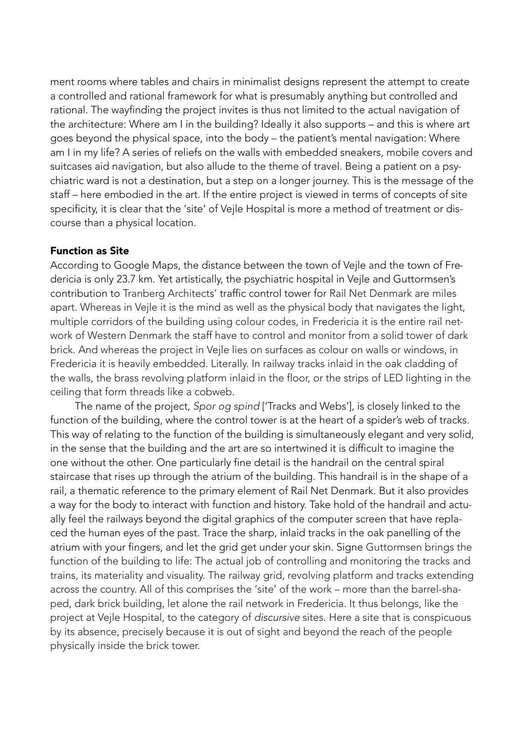ment rooms where tables and chairs in minimalist designs represent the attempt to create a controlled and rational framework for what is presumably anything but controlled and rational. The wayfinding the project invites is thus not limited to the actual navigation of the architecture: Where am I in the building? Ideally it also supports – and this is where art goes beyond the physical space, into the body – the patient's mental navigation: Where am I in my life? A series of reliefs on the walls with embedded sneakers, mobile covers and suitcases aid navigation, but also allude to the theme of travel. Being a patient on a psychiatric ward is not a destination, but a step on a longer journey. This is the message of the staff – here embodied in the art. If the entire project is viewed in terms of concepts of site specificity, it is clear that the 'site' of Vejle Hospital is more a method of treatment or discourse than a physical location.

## Function as Site

According to Google Maps, the distance between the town of Vejle and the town of Fredericia is only 23.7 km. Yet artistically, the psychiatric hospital in Vejle and Guttormsen's contribution to Tranberg Architects' traffic control tower for Rail Net Denmark are miles apart. Whereas in Vejle it is the mind as well as the physical body that navigates the light, multiple corridors of the building using colour codes, in Fredericia it is the entire rail network of Western Denmark the staff have to control and monitor from a solid tower of dark brick. And whereas the project in Vejle lies on surfaces as colour on walls or windows, in Fredericia it is heavily embedded. Literally. In railway tracks inlaid in the oak cladding of the walls, the brass revolving platform inlaid in the floor, or the strips of LED lighting in the ceiling that form threads like a cobweb.

The name of the project, *Spor og spind* ['Tracks and Webs'], is closely linked to the function of the building, where the control tower is at the heart of a spider's web of tracks. This way of relating to the function of the building is simultaneously elegant and very solid, in the sense that the building and the art are so intertwined it is difficult to imagine the one without the other. One particularly fine detail is the handrail on the central spiral staircase that rises up through the atrium of the building. This handrail is in the shape of a rail, a thematic reference to the primary element of Rail Net Denmark. But it also provides a way for the body to interact with function and history. Take hold of the handrail and actually feel the railways beyond the digital graphics of the computer screen that have replaced the human eyes of the past. Trace the sharp, inlaid tracks in the oak panelling of the atrium with your fingers, and let the grid get under your skin. Signe Guttormsen brings the function of the building to life: The actual job of controlling and monitoring the tracks and trains, its materiality and visuality. The railway grid, revolving platform and tracks extending across the country. All of this comprises the 'site' of the work – more than the barrel-shaped, dark brick building, let alone the rail network in Fredericia. It thus belongs, like the project at Vejle Hospital, to the category of *discursive* sites. Here a site that is conspicuous by its absence, precisely because it is out of sight and beyond the reach of the people physically inside the brick tower.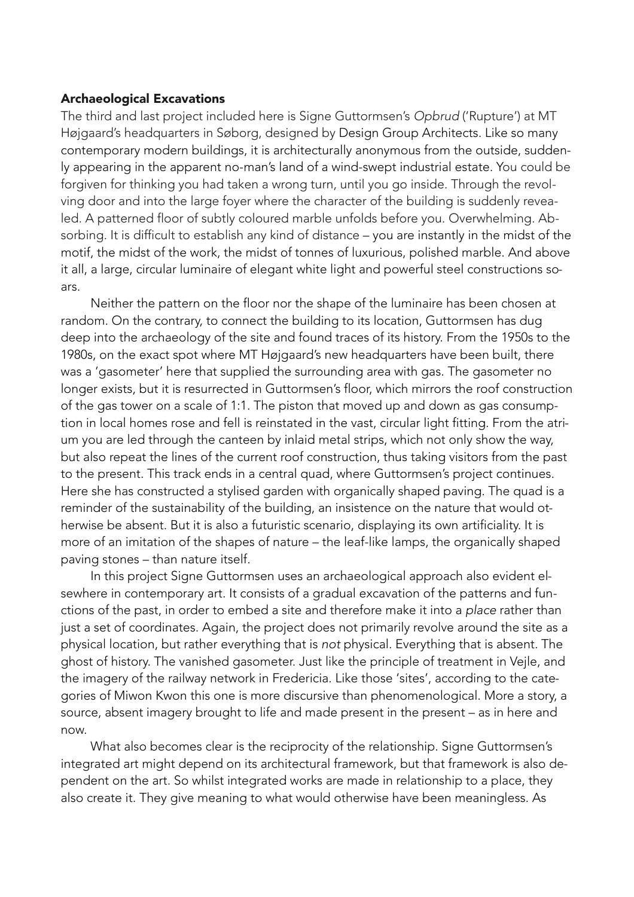## Archaeological Excavations

The third and last project included here is Signe Guttormsen's *Opbrud* ('Rupture') at MT Højgaard's headquarters in Søborg, designed by Design Group Architects. Like so many contemporary modern buildings, it is architecturally anonymous from the outside, suddenly appearing in the apparent no-man's land of a wind-swept industrial estate. You could be forgiven for thinking you had taken a wrong turn, until you go inside. Through the revolving door and into the large foyer where the character of the building is suddenly revealed. A patterned floor of subtly coloured marble unfolds before you. Overwhelming. Absorbing. It is difficult to establish any kind of distance – you are instantly in the midst of the motif, the midst of the work, the midst of tonnes of luxurious, polished marble. And above it all, a large, circular luminaire of elegant white light and powerful steel constructions soars.

Neither the pattern on the floor nor the shape of the luminaire has been chosen at random. On the contrary, to connect the building to its location, Guttormsen has dug deep into the archaeology of the site and found traces of its history. From the 1950s to the 1980s, on the exact spot where MT Højgaard's new headquarters have been built, there was a 'gasometer' here that supplied the surrounding area with gas. The gasometer no longer exists, but it is resurrected in Guttormsen's floor, which mirrors the roof construction of the gas tower on a scale of 1:1. The piston that moved up and down as gas consumption in local homes rose and fell is reinstated in the vast, circular light fitting. From the atrium you are led through the canteen by inlaid metal strips, which not only show the way, but also repeat the lines of the current roof construction, thus taking visitors from the past to the present. This track ends in a central quad, where Guttormsen's project continues. Here she has constructed a stylised garden with organically shaped paving. The quad is a reminder of the sustainability of the building, an insistence on the nature that would otherwise be absent. But it is also a futuristic scenario, displaying its own artificiality. It is more of an imitation of the shapes of nature – the leaf-like lamps, the organically shaped paving stones – than nature itself.

In this project Signe Guttormsen uses an archaeological approach also evident elsewhere in contemporary art. It consists of a gradual excavation of the patterns and functions of the past, in order to embed a site and therefore make it into a *place* rather than just a set of coordinates. Again, the project does not primarily revolve around the site as a physical location, but rather everything that is *not* physical. Everything that is absent. The ghost of history. The vanished gasometer. Just like the principle of treatment in Vejle, and the imagery of the railway network in Fredericia. Like those 'sites', according to the categories of Miwon Kwon this one is more discursive than phenomenological. More a story, a source, absent imagery brought to life and made present in the present – as in here and now.

What also becomes clear is the reciprocity of the relationship. Signe Guttormsen's integrated art might depend on its architectural framework, but that framework is also dependent on the art. So whilst integrated works are made in relationship to a place, they also create it. They give meaning to what would otherwise have been meaningless. As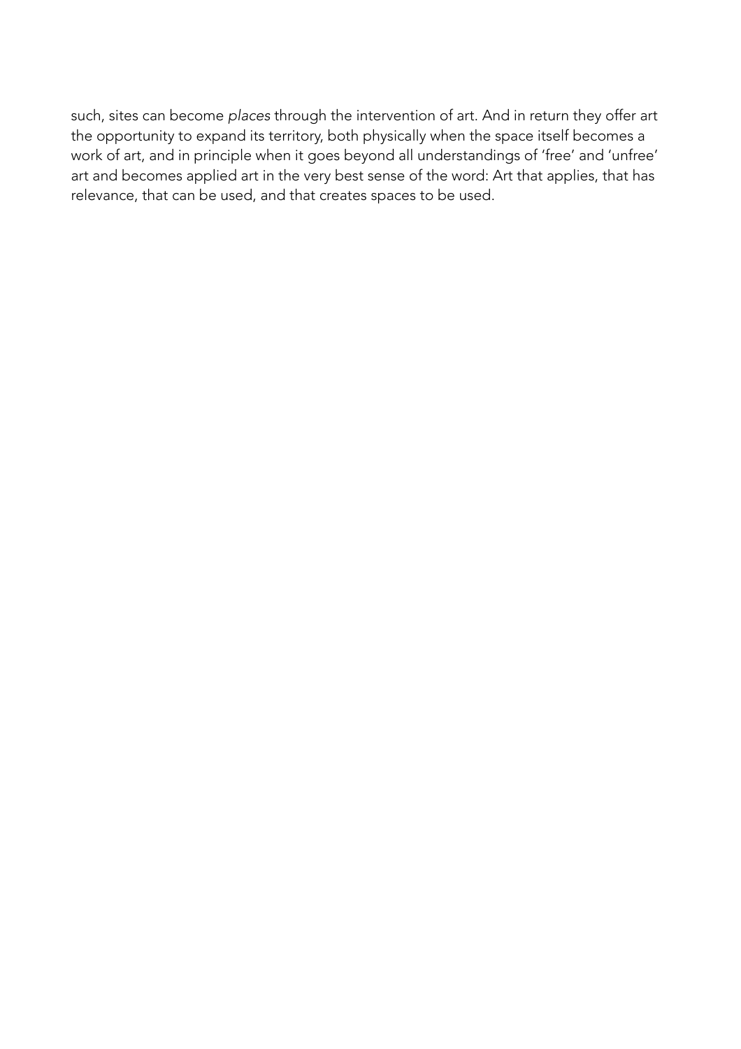such, sites can become *places* through the intervention of art. And in return they offer art the opportunity to expand its territory, both physically when the space itself becomes a work of art, and in principle when it goes beyond all understandings of 'free' and 'unfree' art and becomes applied art in the very best sense of the word: Art that applies, that has relevance, that can be used, and that creates spaces to be used.